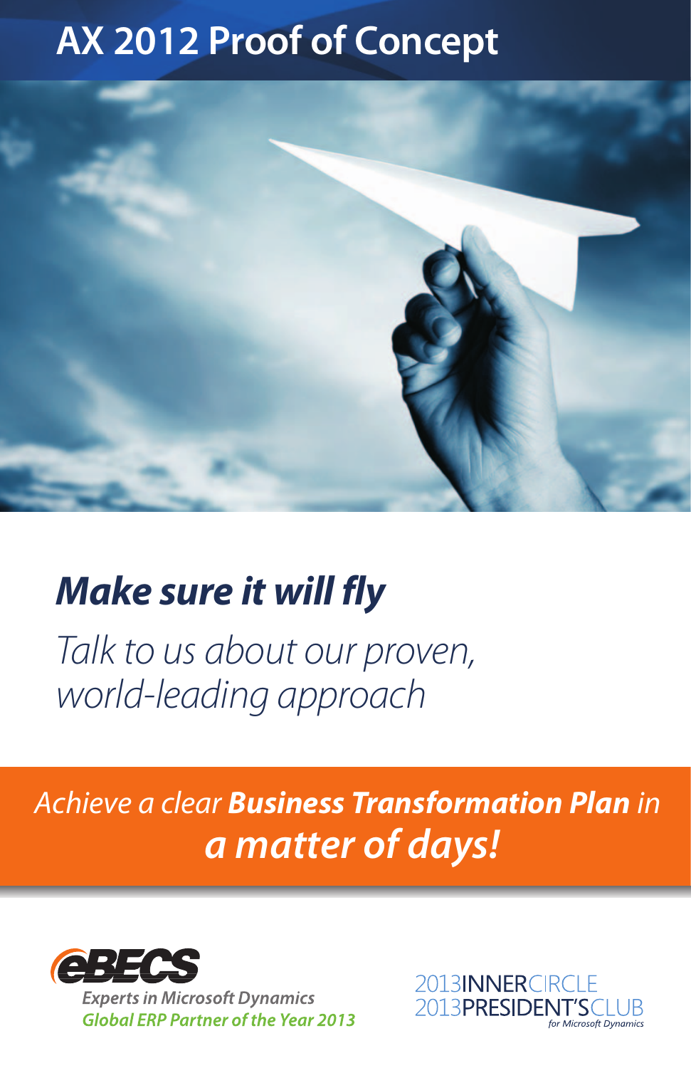# AX 2012 Proof of Concept

## *Make sure it will fly*

*Talk to us about our proven, world-leading approach*

*Achieve a clear **Business Transformation Plan** in **a matter of days!***

eBECS

*Experts in Microsoft Dynamics*

***Global ERP Partner of the Year 2013***

2013 INNER CIRCLE

2013 PRESIDENT'S CLUB

*for Microsoft Dynamics*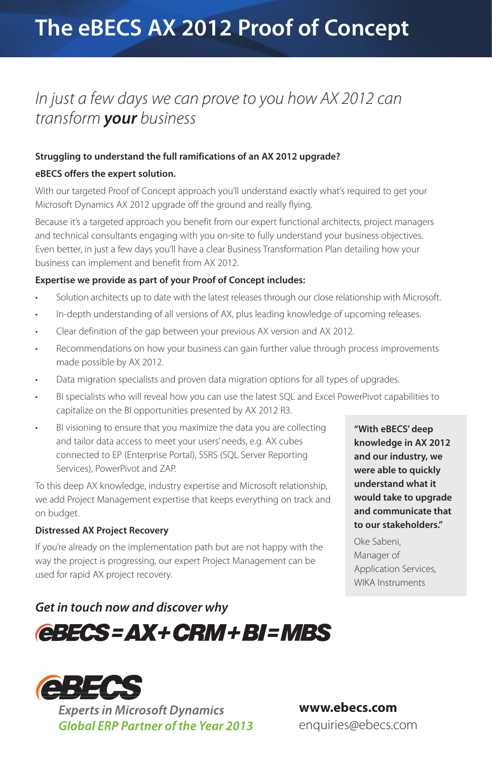# The eBECS AX 2012 Proof of Concept

*In just a few days we can prove to you how AX 2012 can transform **your** business*

**Struggling to understand the full ramifications of an AX 2012 upgrade?**

**eBECS offers the expert solution.**

With our targeted Proof of Concept approach you'll understand exactly what's required to get your Microsoft Dynamics AX 2012 upgrade off the ground and really flying.

Because it's a targeted approach you benefit from our expert functional architects, project managers and technical consultants engaging with you on-site to fully understand your business objectives. Even better, in just a few days you'll have a clear Business Transformation Plan detailing how your business can implement and benefit from AX 2012.

**Expertise we provide as part of your Proof of Concept includes:**

- Solution architects up to date with the latest releases through our close relationship with Microsoft.
- In-depth understanding of all versions of AX, plus leading knowledge of upcoming releases.
- Clear definition of the gap between your previous AX version and AX 2012.
- Recommendations on how your business can gain further value through process improvements made possible by AX 2012.
- Data migration specialists and proven data migration options for all types of upgrades.
- BI specialists who will reveal how you can use the latest SQL and Excel PowerPivot capabilities to capitalize on the BI opportunities presented by AX 2012 R3.
- BI visioning to ensure that you maximize the data you are collecting and tailor data access to meet your users' needs, e.g. AX cubes connected to EP (Enterprise Portal), SSRS (SQL Server Reporting Services), PowerPivot and ZAP.

To this deep AX knowledge, industry expertise and Microsoft relationship, we add Project Management expertise that keeps everything on track and on budget.

**Distressed AX Project Recovery**

If you're already on the implementation path but are not happy with the way the project is progressing, our expert Project Management can be used for rapid AX project recovery.

**"With eBECS' deep knowledge in AX 2012 and our industry, we were able to quickly understand what it would take to upgrade and communicate that to our stakeholders."**

Oke Sabeni,
Manager of
Application Services,
WIKA Instruments

***Get in touch now and discover why***

***eBECS = AX + CRM + BI = MBS***

**eBECS**

*Experts in Microsoft Dynamics*

***Global ERP Partner of the Year 2013***

**www.ebecs.com**

enquiries@ebecs.com